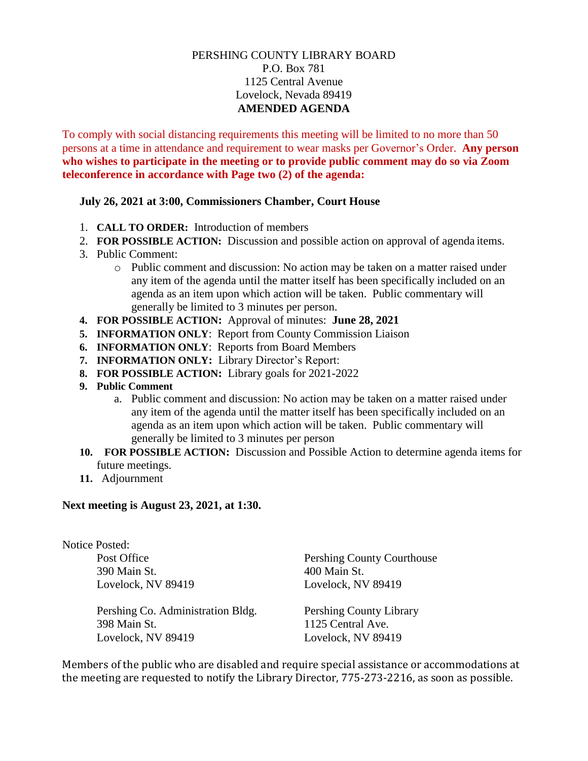PERSHING COUNTY LIBRARY BOARD
P.O. Box 781
1125 Central Avenue
Lovelock, Nevada 89419
**AMENDED AGENDA**

To comply with social distancing requirements this meeting will be limited to no more than 50 persons at a time in attendance and requirement to wear masks per Governor's Order. **Any person who wishes to participate in the meeting or to provide public comment may do so via Zoom teleconference in accordance with Page two (2) of the agenda:**

**July 26, 2021 at 3:00, Commissioners Chamber, Court House**

1. **CALL TO ORDER:** Introduction of members
2. **FOR POSSIBLE ACTION:** Discussion and possible action on approval of agenda items.
3. Public Comment:
   - Public comment and discussion: No action may be taken on a matter raised under any item of the agenda until the matter itself has been specifically included on an agenda as an item upon which action will be taken. Public commentary will generally be limited to 3 minutes per person.
4. **FOR POSSIBLE ACTION:** Approval of minutes: **June 28, 2021**
5. **INFORMATION ONLY**: Report from County Commission Liaison
6. **INFORMATION ONLY**: Reports from Board Members
7. **INFORMATION ONLY:** Library Director's Report:
8. **FOR POSSIBLE ACTION:** Library goals for 2021-2022
9. **Public Comment**
   a. Public comment and discussion: No action may be taken on a matter raised under any item of the agenda until the matter itself has been specifically included on an agenda as an item upon which action will be taken. Public commentary will generally be limited to 3 minutes per person
10. **FOR POSSIBLE ACTION:** Discussion and Possible Action to determine agenda items for future meetings.
11. Adjournment

**Next meeting is August 23, 2021, at 1:30.**

Notice Posted:

Post Office
390 Main St.
Lovelock, NV 89419

Pershing County Courthouse
400 Main St.
Lovelock, NV 89419

Pershing Co. Administration Bldg.
398 Main St.
Lovelock, NV 89419

Pershing County Library
1125 Central Ave.
Lovelock, NV 89419

Members of the public who are disabled and require special assistance or accommodations at the meeting are requested to notify the Library Director, 775-273-2216, as soon as possible.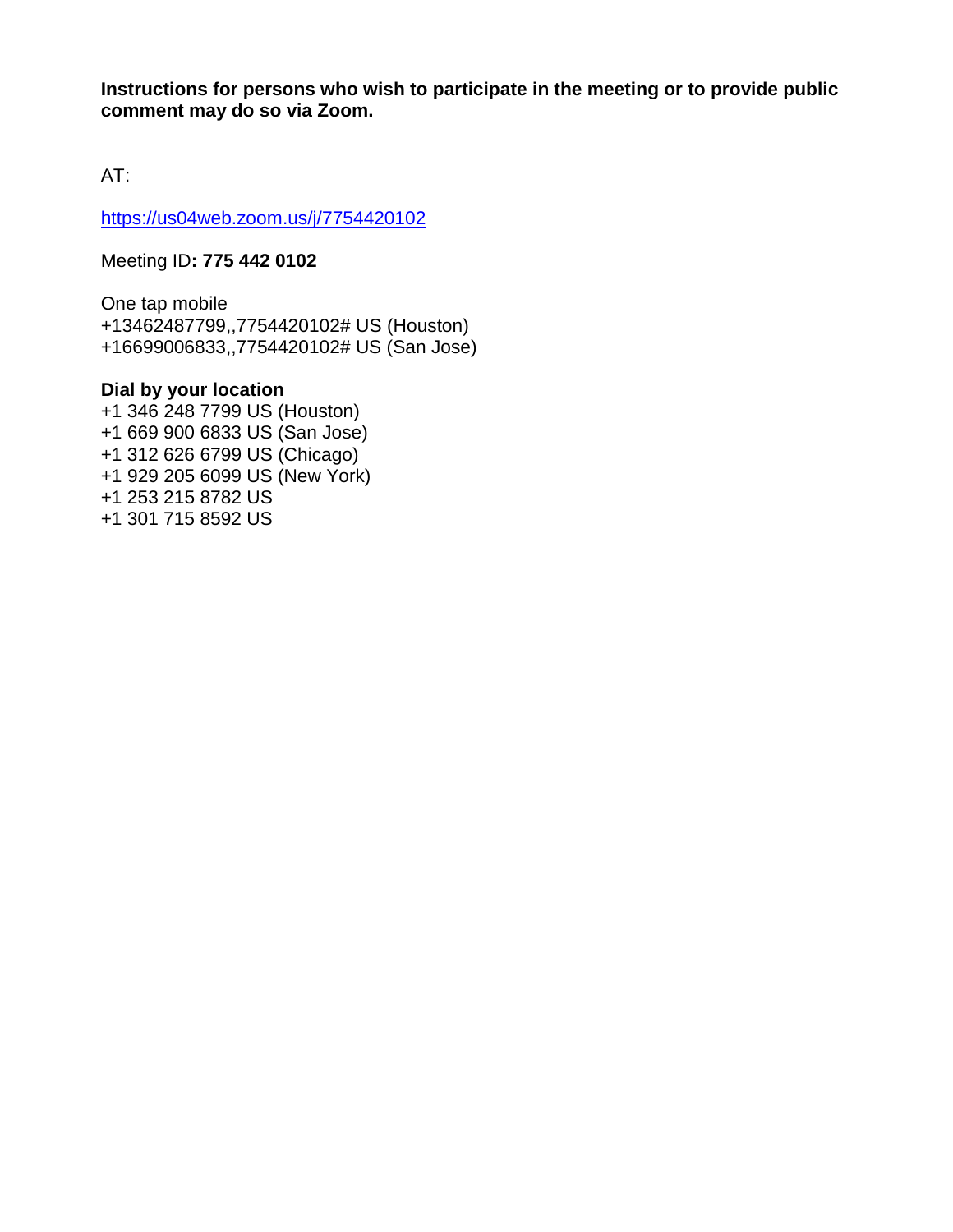**Instructions for persons who wish to participate in the meeting or to provide public comment may do so via Zoom.**

AT:

https://us04web.zoom.us/j/7754420102

Meeting ID**: 775 442 0102**

One tap mobile
+13462487799,,7754420102# US (Houston)
+16699006833,,7754420102# US (San Jose)

**Dial by your location**
+1 346 248 7799 US (Houston)
+1 669 900 6833 US (San Jose)
+1 312 626 6799 US (Chicago)
+1 929 205 6099 US (New York)
+1 253 215 8782 US
+1 301 715 8592 US